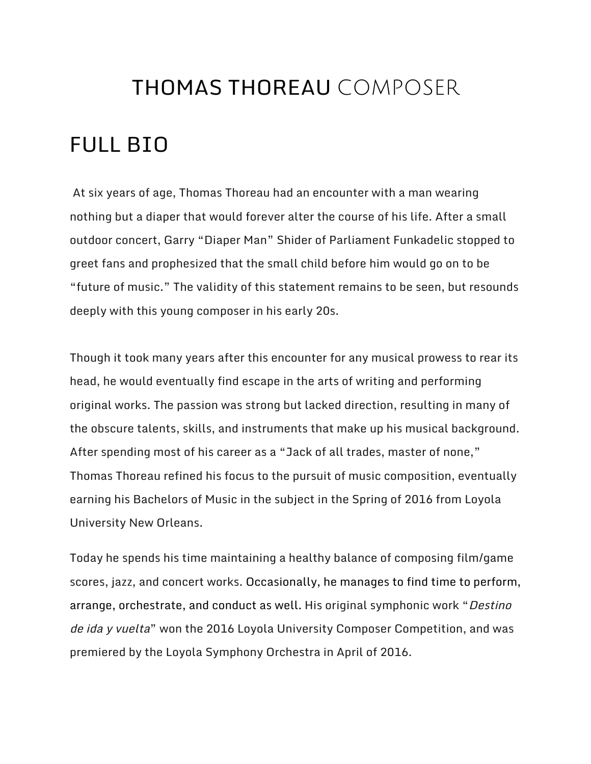# THOMAS THOREAU COMPOSER

## FULL BIO

At six years of age, Thomas Thoreau had an encounter with a man wearing nothing but a diaper that would forever alter the course of his life. After a small outdoor concert, Garry "Diaper Man" Shider of Parliament Funkadelic stopped to greet fans and prophesized that the small child before him would go on to be "future of music." The validity of this statement remains to be seen, but resounds deeply with this young composer in his early 20s.

Though it took many years after this encounter for any musical prowess to rear its head, he would eventually find escape in the arts of writing and performing original works. The passion was strong but lacked direction, resulting in many of the obscure talents, skills, and instruments that make up his musical background. After spending most of his career as a "Jack of all trades, master of none," Thomas Thoreau refined his focus to the pursuit of music composition, eventually earning his Bachelors of Music in the subject in the Spring of 2016 from Loyola University New Orleans.

Today he spends his time maintaining a healthy balance of composing film/game scores, jazz, and concert works. Occasionally, he manages to find time to perform, arrange, orchestrate, and conduct as well. His original symphonic work "*Destino de ida y vuelta*" won the 2016 Loyola University Composer Competition, and was premiered by the Loyola Symphony Orchestra in April of 2016.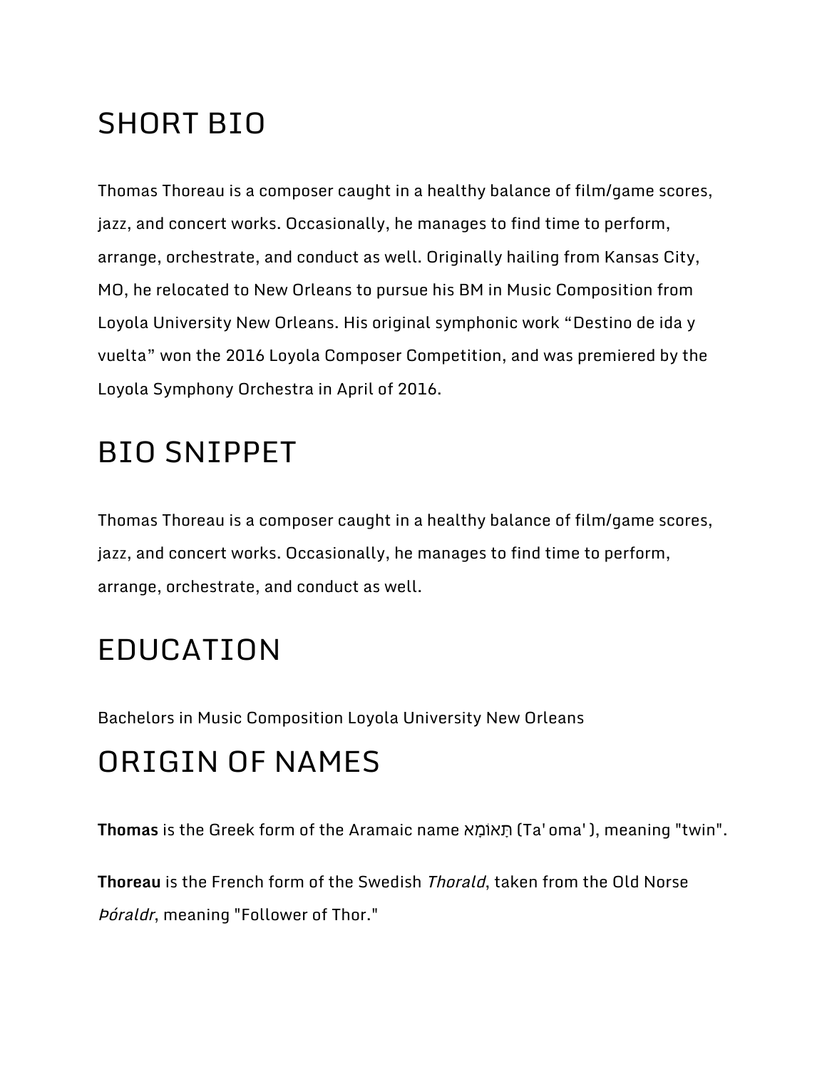# SHORT BIO

Thomas Thoreau is a composer caught in a healthy balance of film/game scores, jazz, and concert works. Occasionally, he manages to find time to perform, arrange, orchestrate, and conduct as well. Originally hailing from Kansas City, MO, he relocated to New Orleans to pursue his BM in Music Composition from Loyola University New Orleans. His original symphonic work "Destino de ida y vuelta" won the 2016 Loyola Composer Competition, and was premiered by the Loyola Symphony Orchestra in April of 2016.

# BIO SNIPPET

Thomas Thoreau is a composer caught in a healthy balance of film/game scores, jazz, and concert works. Occasionally, he manages to find time to perform, arrange, orchestrate, and conduct as well.

# EDUCATION

Bachelors in Music Composition Loyola University New Orleans

# ORIGIN OF NAMES

**Thomas** is the Greek form of the Aramaic name תָּאוֹמָא (Ta'oma'), meaning "twin".

**Thoreau** is the French form of the Swedish *Thorald*, taken from the Old Norse *Þóraldr*, meaning "Follower of Thor."